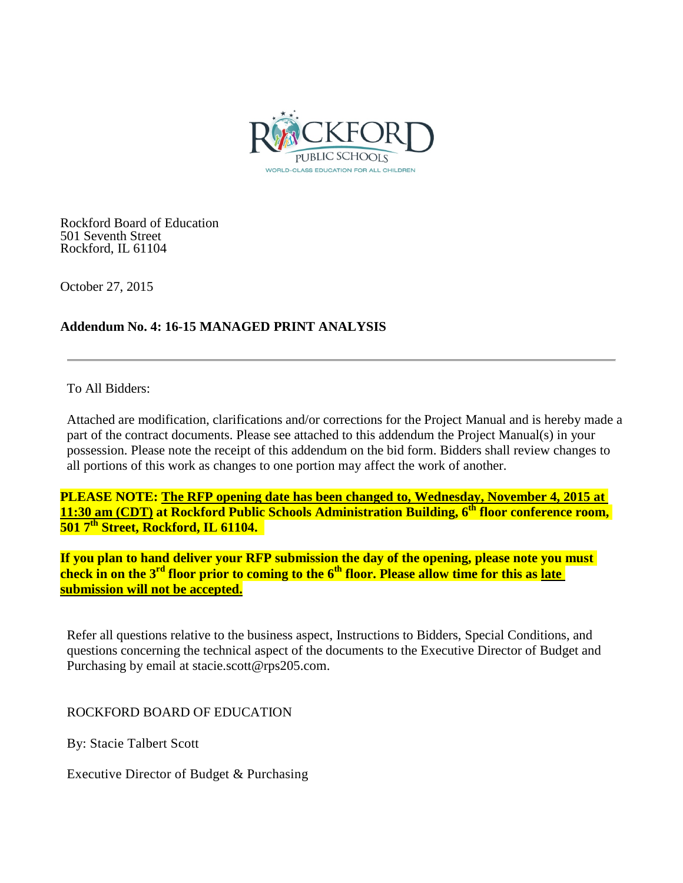ROCKFORD PUBLIC SCHOOLS

WORLD-CLASS EDUCATION FOR ALL CHILDREN

Rockford Board of Education
501 Seventh Street
Rockford, IL 61104

October 27, 2015

**Addendum No. 4: 16-15 MANAGED PRINT ANALYSIS**

---

To All Bidders:

Attached are modification, clarifications and/or corrections for the Project Manual and is hereby made a part of the contract documents. Please see attached to this addendum the Project Manual(s) in your possession. Please note the receipt of this addendum on the bid form. Bidders shall review changes to all portions of this work as changes to one portion may affect the work of another.

**PLEASE NOTE: The RFP opening date has been changed to, Wednesday, November 4, 2015 at 11:30 am (CDT) at Rockford Public Schools Administration Building, 6th floor conference room, 501 7th Street, Rockford, IL 61104.**

**If you plan to hand deliver your RFP submission the day of the opening, please note you must check in on the 3rd floor prior to coming to the 6th floor. Please allow time for this as late submission will not be accepted.**

Refer all questions relative to the business aspect, Instructions to Bidders, Special Conditions, and questions concerning the technical aspect of the documents to the Executive Director of Budget and Purchasing by email at stacie.scott@rps205.com.

ROCKFORD BOARD OF EDUCATION

By: Stacie Talbert Scott

Executive Director of Budget & Purchasing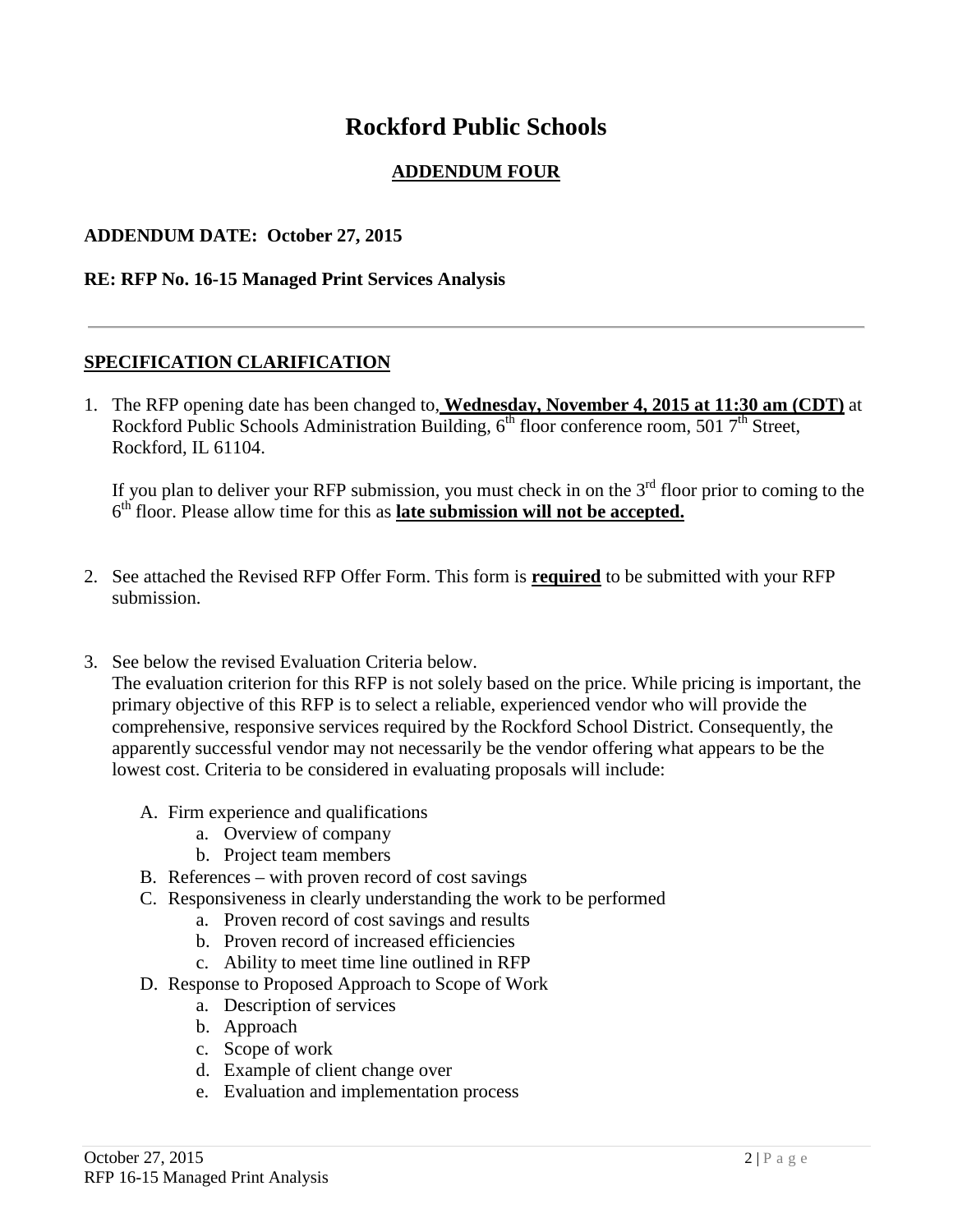# Rockford Public Schools

## ADDENDUM FOUR

**ADDENDUM DATE: October 27, 2015**

**RE: RFP No. 16-15 Managed Print Services Analysis**

---

## SPECIFICATION CLARIFICATION

1. The RFP opening date has been changed to, **Wednesday, November 4, 2015 at 11:30 am (CDT)** at Rockford Public Schools Administration Building, 6th floor conference room, 501 7th Street, Rockford, IL 61104.

   If you plan to deliver your RFP submission, you must check in on the 3rd floor prior to coming to the 6th floor. Please allow time for this as **late submission will not be accepted.**

2. See attached the Revised RFP Offer Form. This form is **required** to be submitted with your RFP submission.

3. See below the revised Evaluation Criteria below.
   The evaluation criterion for this RFP is not solely based on the price. While pricing is important, the primary objective of this RFP is to select a reliable, experienced vendor who will provide the comprehensive, responsive services required by the Rockford School District. Consequently, the apparently successful vendor may not necessarily be the vendor offering what appears to be the lowest cost. Criteria to be considered in evaluating proposals will include:

   A. Firm experience and qualifications
      a. Overview of company
      b. Project team members
   B. References – with proven record of cost savings
   C. Responsiveness in clearly understanding the work to be performed
      a. Proven record of cost savings and results
      b. Proven record of increased efficiencies
      c. Ability to meet time line outlined in RFP
   D. Response to Proposed Approach to Scope of Work
      a. Description of services
      b. Approach
      c. Scope of work
      d. Example of client change over
      e. Evaluation and implementation process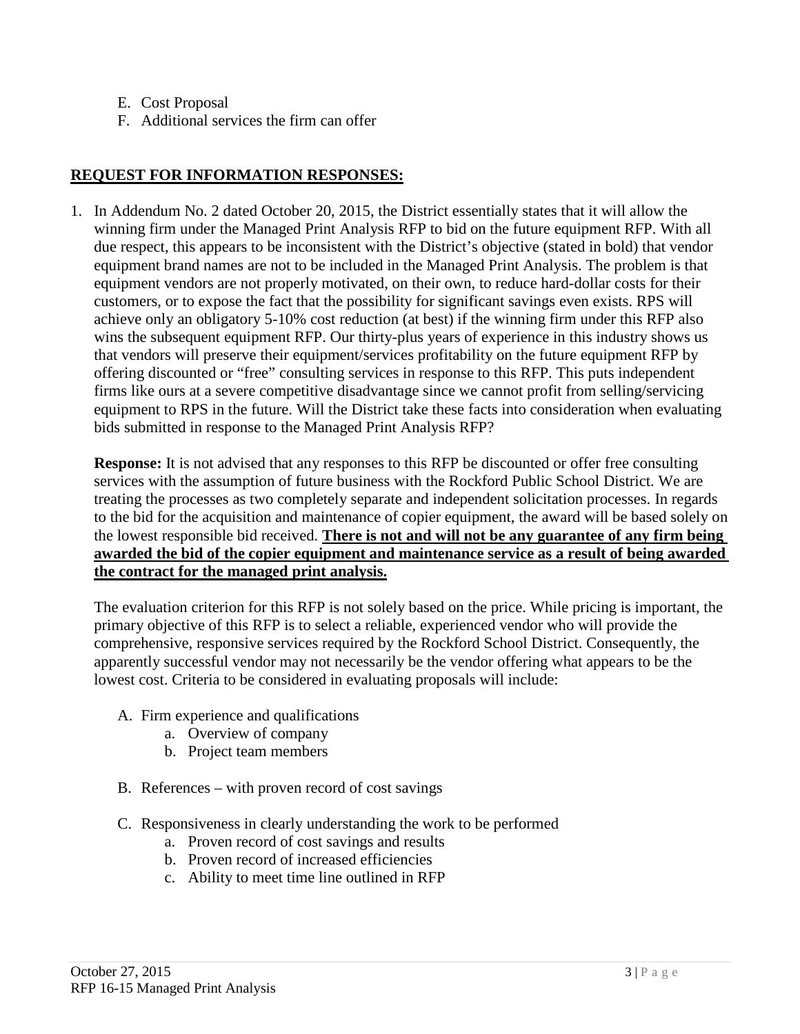E. Cost Proposal
F. Additional services the firm can offer

## **REQUEST FOR INFORMATION RESPONSES:**

1. In Addendum No. 2 dated October 20, 2015, the District essentially states that it will allow the winning firm under the Managed Print Analysis RFP to bid on the future equipment RFP. With all due respect, this appears to be inconsistent with the District's objective (stated in bold) that vendor equipment brand names are not to be included in the Managed Print Analysis. The problem is that equipment vendors are not properly motivated, on their own, to reduce hard-dollar costs for their customers, or to expose the fact that the possibility for significant savings even exists. RPS will achieve only an obligatory 5-10% cost reduction (at best) if the winning firm under this RFP also wins the subsequent equipment RFP. Our thirty-plus years of experience in this industry shows us that vendors will preserve their equipment/services profitability on the future equipment RFP by offering discounted or "free" consulting services in response to this RFP. This puts independent firms like ours at a severe competitive disadvantage since we cannot profit from selling/servicing equipment to RPS in the future. Will the District take these facts into consideration when evaluating bids submitted in response to the Managed Print Analysis RFP?

   **Response:** It is not advised that any responses to this RFP be discounted or offer free consulting services with the assumption of future business with the Rockford Public School District. We are treating the processes as two completely separate and independent solicitation processes. In regards to the bid for the acquisition and maintenance of copier equipment, the award will be based solely on the lowest responsible bid received. **There is not and will not be any guarantee of any firm being awarded the bid of the copier equipment and maintenance service as a result of being awarded the contract for the managed print analysis.**

   The evaluation criterion for this RFP is not solely based on the price. While pricing is important, the primary objective of this RFP is to select a reliable, experienced vendor who will provide the comprehensive, responsive services required by the Rockford School District. Consequently, the apparently successful vendor may not necessarily be the vendor offering what appears to be the lowest cost. Criteria to be considered in evaluating proposals will include:

   A. Firm experience and qualifications
      a. Overview of company
      b. Project team members

   B. References – with proven record of cost savings

   C. Responsiveness in clearly understanding the work to be performed
      a. Proven record of cost savings and results
      b. Proven record of increased efficiencies
      c. Ability to meet time line outlined in RFP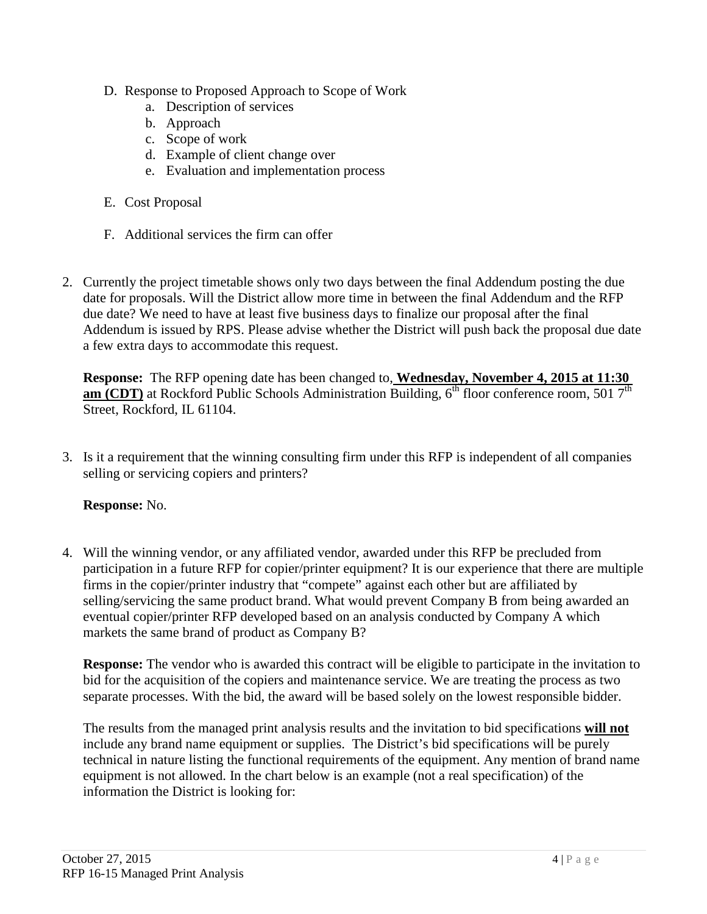D. Response to Proposed Approach to Scope of Work
   a. Description of services
   b. Approach
   c. Scope of work
   d. Example of client change over
   e. Evaluation and implementation process

E. Cost Proposal

F. Additional services the firm can offer

2. Currently the project timetable shows only two days between the final Addendum posting the due date for proposals. Will the District allow more time in between the final Addendum and the RFP due date? We need to have at least five business days to finalize our proposal after the final Addendum is issued by RPS. Please advise whether the District will push back the proposal due date a few extra days to accommodate this request.

   **Response:** The RFP opening date has been changed to, **Wednesday, November 4, 2015 at 11:30 am (CDT)** at Rockford Public Schools Administration Building, 6th floor conference room, 501 7th Street, Rockford, IL 61104.

3. Is it a requirement that the winning consulting firm under this RFP is independent of all companies selling or servicing copiers and printers?

   **Response:** No.

4. Will the winning vendor, or any affiliated vendor, awarded under this RFP be precluded from participation in a future RFP for copier/printer equipment? It is our experience that there are multiple firms in the copier/printer industry that "compete" against each other but are affiliated by selling/servicing the same product brand. What would prevent Company B from being awarded an eventual copier/printer RFP developed based on an analysis conducted by Company A which markets the same brand of product as Company B?

   **Response:** The vendor who is awarded this contract will be eligible to participate in the invitation to bid for the acquisition of the copiers and maintenance service. We are treating the process as two separate processes. With the bid, the award will be based solely on the lowest responsible bidder.

   The results from the managed print analysis results and the invitation to bid specifications **will not** include any brand name equipment or supplies. The District's bid specifications will be purely technical in nature listing the functional requirements of the equipment. Any mention of brand name equipment is not allowed. In the chart below is an example (not a real specification) of the information the District is looking for: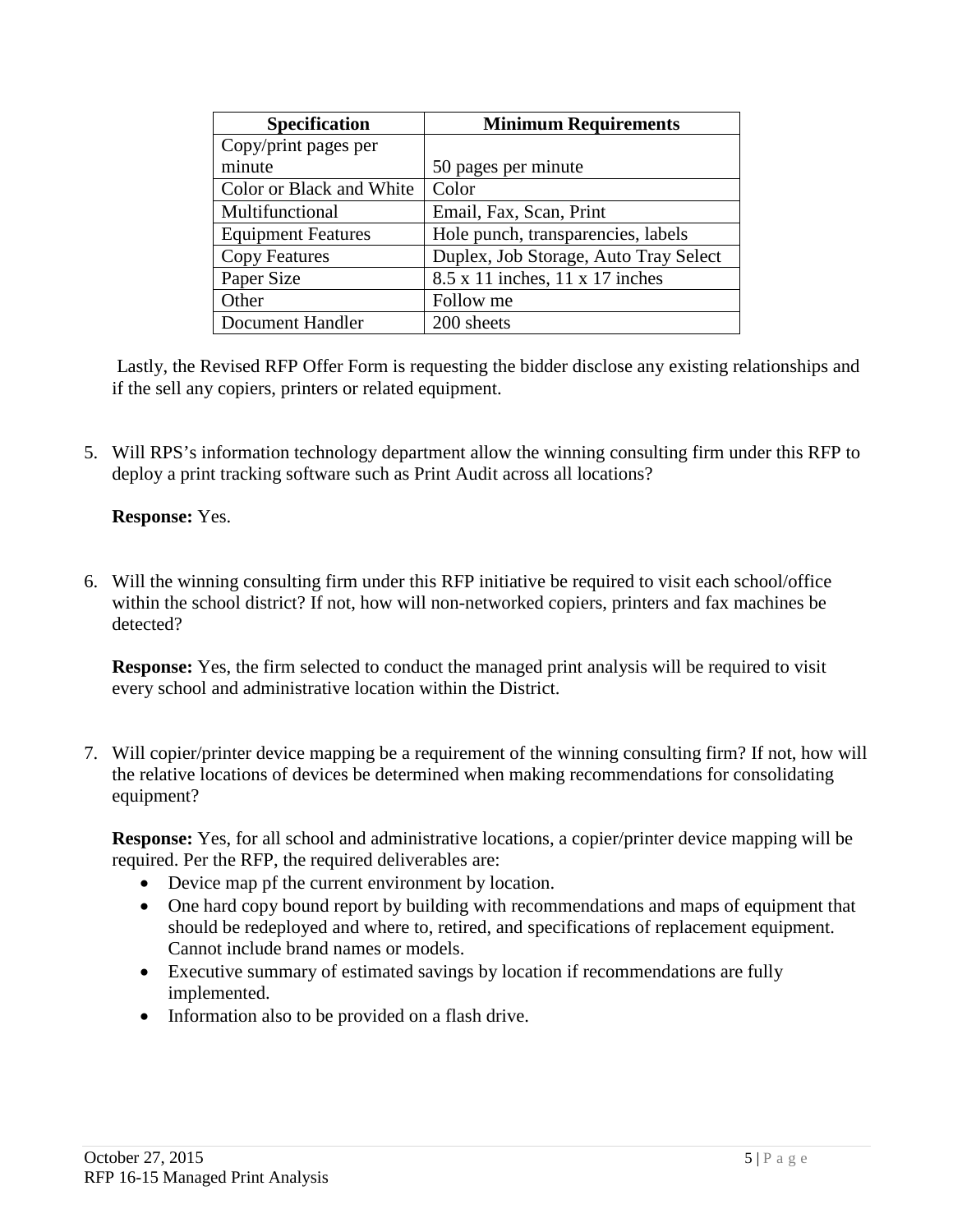| Specification | Minimum Requirements |
| --- | --- |
| Copy/print pages per minute | 50 pages per minute |
| Color or Black and White | Color |
| Multifunctional | Email, Fax, Scan, Print |
| Equipment Features | Hole punch, transparencies, labels |
| Copy Features | Duplex, Job Storage, Auto Tray Select |
| Paper Size | 8.5 x 11 inches, 11 x 17 inches |
| Other | Follow me |
| Document Handler | 200 sheets |

Lastly, the Revised RFP Offer Form is requesting the bidder disclose any existing relationships and if the sell any copiers, printers or related equipment.

5. Will RPS's information technology department allow the winning consulting firm under this RFP to deploy a print tracking software such as Print Audit across all locations?

   **Response:** Yes.

6. Will the winning consulting firm under this RFP initiative be required to visit each school/office within the school district? If not, how will non-networked copiers, printers and fax machines be detected?

   **Response:** Yes, the firm selected to conduct the managed print analysis will be required to visit every school and administrative location within the District.

7. Will copier/printer device mapping be a requirement of the winning consulting firm? If not, how will the relative locations of devices be determined when making recommendations for consolidating equipment?

   **Response:** Yes, for all school and administrative locations, a copier/printer device mapping will be required. Per the RFP, the required deliverables are:

   - Device map pf the current environment by location.
   - One hard copy bound report by building with recommendations and maps of equipment that should be redeployed and where to, retired, and specifications of replacement equipment. Cannot include brand names or models.
   - Executive summary of estimated savings by location if recommendations are fully implemented.
   - Information also to be provided on a flash drive.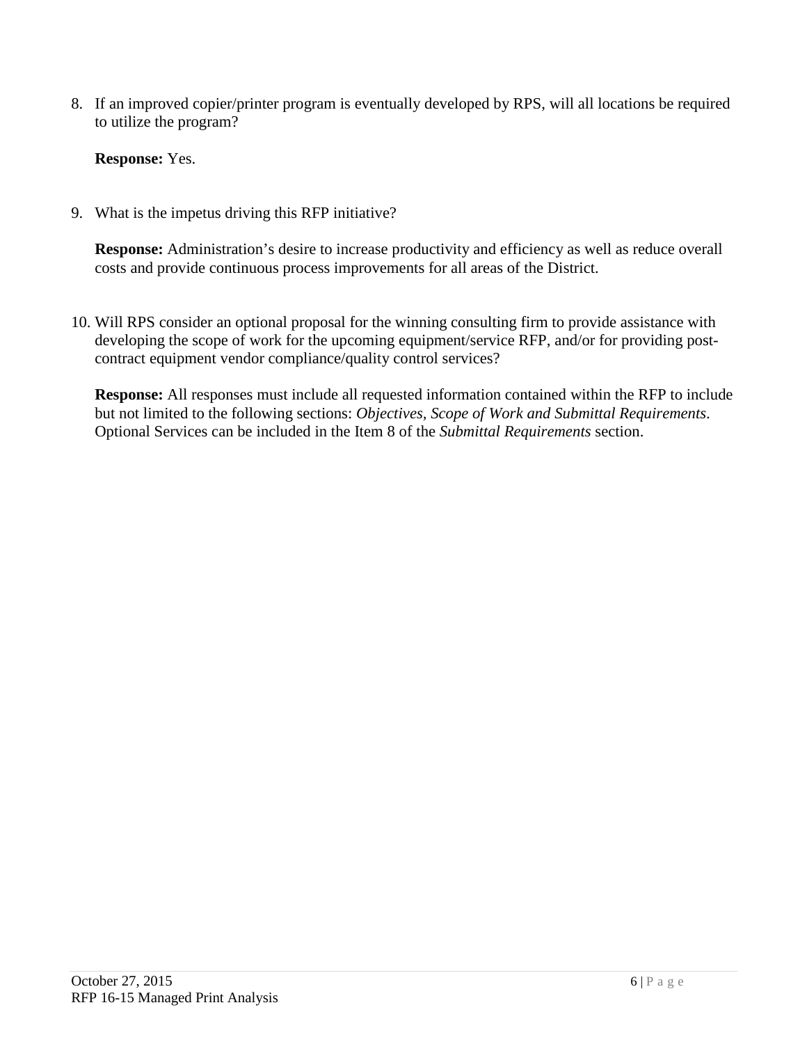8. If an improved copier/printer program is eventually developed by RPS, will all locations be required to utilize the program?

   **Response:** Yes.

9. What is the impetus driving this RFP initiative?

   **Response:** Administration's desire to increase productivity and efficiency as well as reduce overall costs and provide continuous process improvements for all areas of the District.

10. Will RPS consider an optional proposal for the winning consulting firm to provide assistance with developing the scope of work for the upcoming equipment/service RFP, and/or for providing post-contract equipment vendor compliance/quality control services?

    **Response:** All responses must include all requested information contained within the RFP to include but not limited to the following sections: *Objectives, Scope of Work and Submittal Requirements*. Optional Services can be included in the Item 8 of the *Submittal Requirements* section.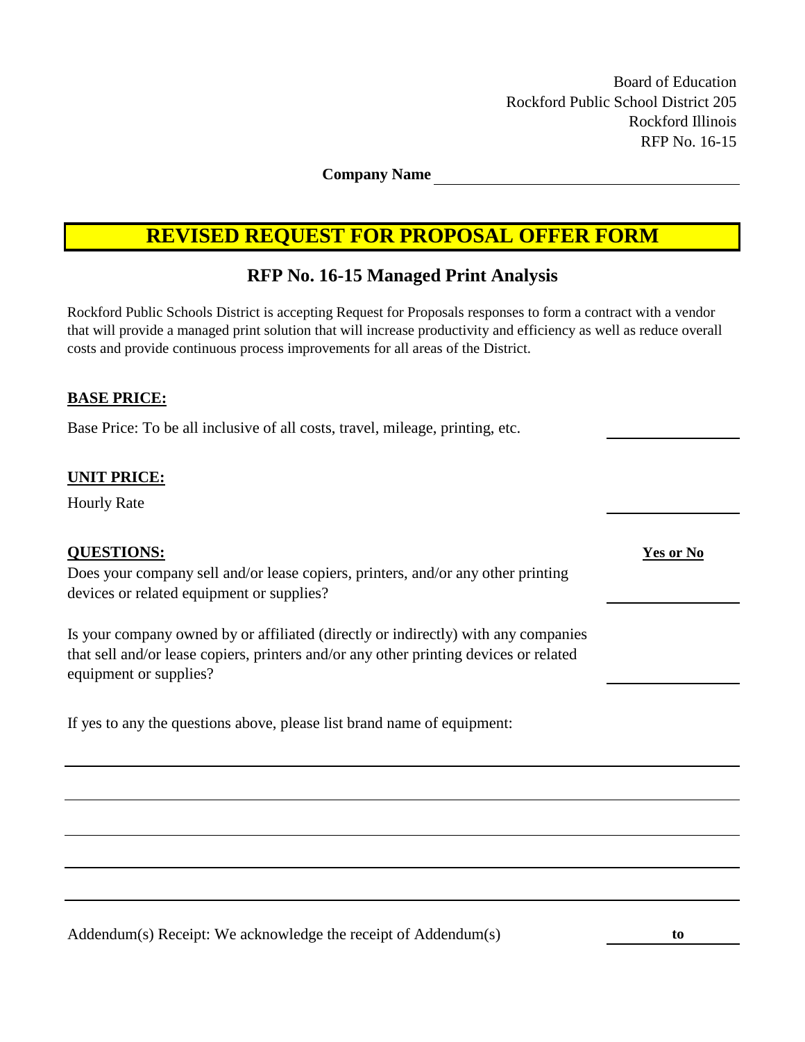Board of Education
Rockford Public School District 205
Rockford Illinois
RFP No. 16-15

**Company Name** ______________________________

# REVISED REQUEST FOR PROPOSAL OFFER FORM

## RFP No. 16-15 Managed Print Analysis

Rockford Public Schools District is accepting Request for Proposals responses to form a contract with a vendor that will provide a managed print solution that will increase productivity and efficiency as well as reduce overall costs and provide continuous process improvements for all areas of the District.

**BASE PRICE:**

Base Price: To be all inclusive of all costs, travel, mileage, printing, etc. ______________

**UNIT PRICE:**

Hourly Rate ______________

**QUESTIONS:** **Yes or No**

Does your company sell and/or lease copiers, printers, and/or any other printing devices or related equipment or supplies? ______________

Is your company owned by or affiliated (directly or indirectly) with any companies that sell and/or lease copiers, printers and/or any other printing devices or related equipment or supplies? ______________

If yes to any the questions above, please list brand name of equipment:

______________________________________________________________________

______________________________________________________________________

______________________________________________________________________

______________________________________________________________________

______________________________________________________________________

Addendum(s) Receipt: We acknowledge the receipt of Addendum(s) ______ **to** ______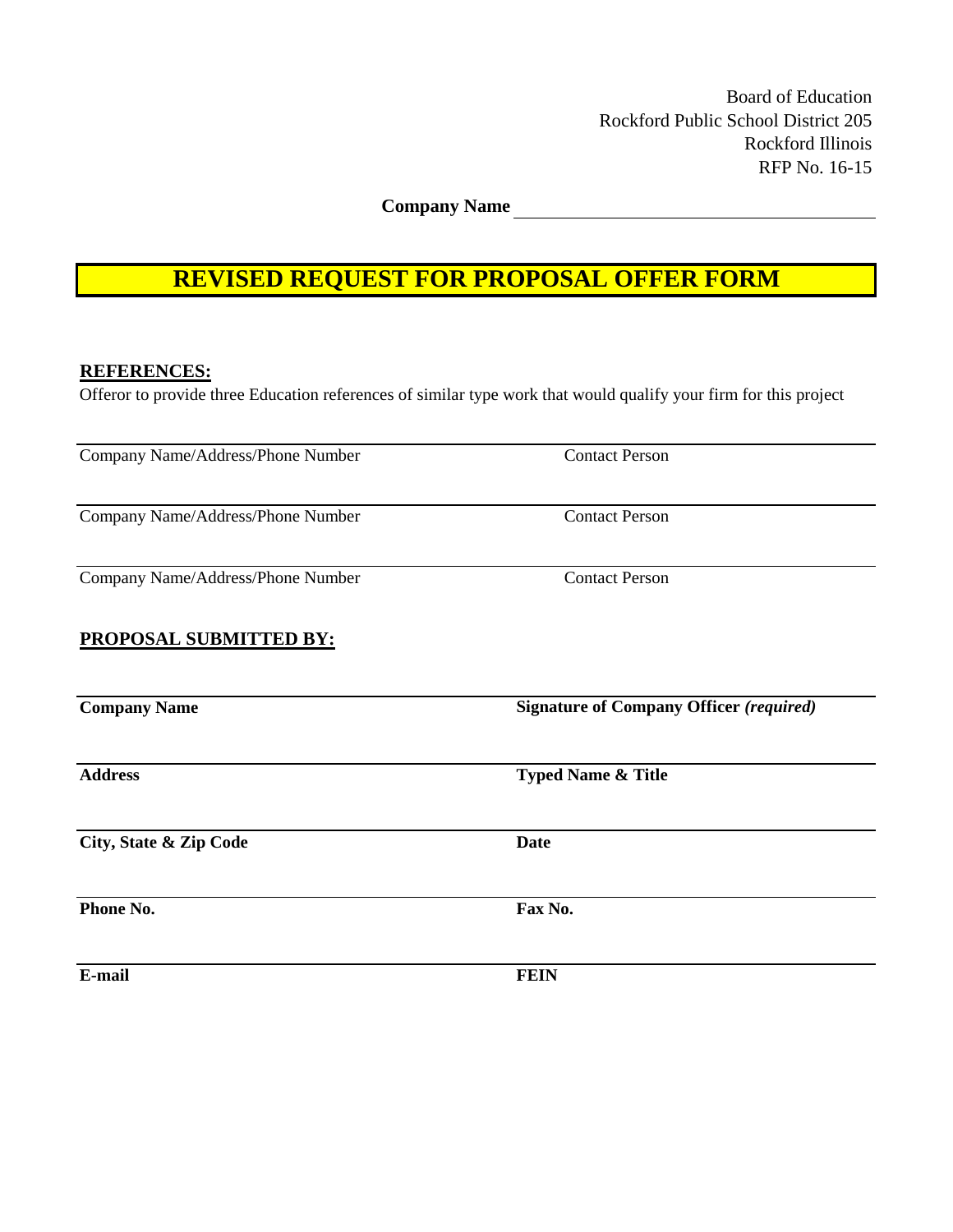Board of Education
Rockford Public School District 205
Rockford Illinois
RFP No. 16-15

**Company Name** ________________________________

# REVISED REQUEST FOR PROPOSAL OFFER FORM

**REFERENCES:**

Offeror to provide three Education references of similar type work that would qualify your firm for this project

| | |
|---|---|
| Company Name/Address/Phone Number | Contact Person |
| Company Name/Address/Phone Number | Contact Person |
| Company Name/Address/Phone Number | Contact Person |

**PROPOSAL SUBMITTED BY:**

| | |
|---|---|
| **Company Name** | **Signature of Company Officer *(required)*** |
| **Address** | **Typed Name & Title** |
| **City, State & Zip Code** | **Date** |
| **Phone No.** | **Fax No.** |
| **E-mail** | **FEIN** |